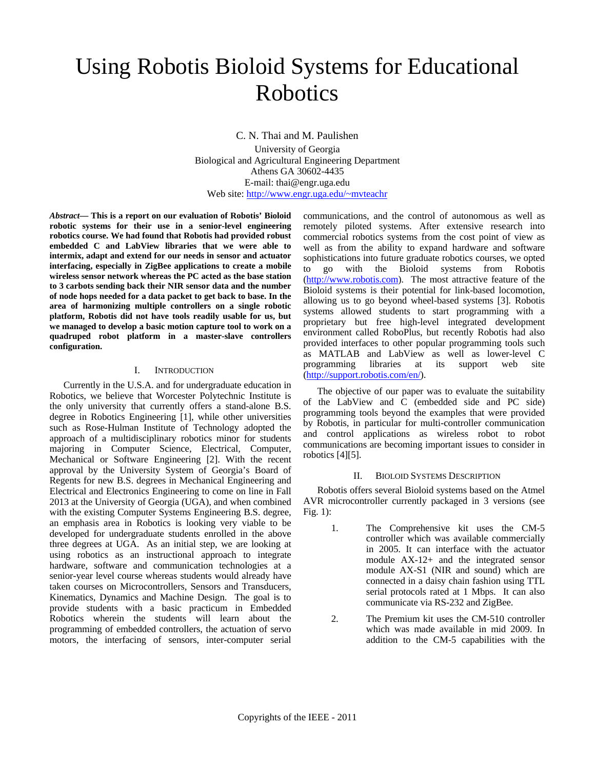# Using Robotis Bioloid Systems for Educational Robotics

C. N. Thai and M. Paulishen

University of Georgia
Biological and Agricultural Engineering Department
Athens GA 30602-4435
E-mail: thai@engr.uga.edu
Web site: http://www.engr.uga.edu/~mvteachr

***Abstract*— This is a report on our evaluation of Robotis' Bioloid robotic systems for their use in a senior-level engineering robotics course. We had found that Robotis had provided robust embedded C and LabView libraries that we were able to intermix, adapt and extend for our needs in sensor and actuator interfacing, especially in ZigBee applications to create a mobile wireless sensor network whereas the PC acted as the base station to 3 carbots sending back their NIR sensor data and the number of node hops needed for a data packet to get back to base. In the area of harmonizing multiple controllers on a single robotic platform, Robotis did not have tools readily usable for us, but we managed to develop a basic motion capture tool to work on a quadruped robot platform in a master-slave controllers configuration.**

## I. Introduction

Currently in the U.S.A. and for undergraduate education in Robotics, we believe that Worcester Polytechnic Institute is the only university that currently offers a stand-alone B.S. degree in Robotics Engineering [1], while other universities such as Rose-Hulman Institute of Technology adopted the approach of a multidisciplinary robotics minor for students majoring in Computer Science, Electrical, Computer, Mechanical or Software Engineering [2]. With the recent approval by the University System of Georgia's Board of Regents for new B.S. degrees in Mechanical Engineering and Electrical and Electronics Engineering to come on line in Fall 2013 at the University of Georgia (UGA), and when combined with the existing Computer Systems Engineering B.S. degree, an emphasis area in Robotics is looking very viable to be developed for undergraduate students enrolled in the above three degrees at UGA. As an initial step, we are looking at using robotics as an instructional approach to integrate hardware, software and communication technologies at a senior-year level course whereas students would already have taken courses on Microcontrollers, Sensors and Transducers, Kinematics, Dynamics and Machine Design. The goal is to provide students with a basic practicum in Embedded Robotics wherein the students will learn about the programming of embedded controllers, the actuation of servo motors, the interfacing of sensors, inter-computer serial communications, and the control of autonomous as well as remotely piloted systems. After extensive research into commercial robotics systems from the cost point of view as well as from the ability to expand hardware and software sophistications into future graduate robotics courses, we opted to go with the Bioloid systems from Robotis (http://www.robotis.com). The most attractive feature of the Bioloid systems is their potential for link-based locomotion, allowing us to go beyond wheel-based systems [3]. Robotis systems allowed students to start programming with a proprietary but free high-level integrated development environment called RoboPlus, but recently Robotis had also provided interfaces to other popular programming tools such as MATLAB and LabView as well as lower-level C programming libraries at its support web site (http://support.robotis.com/en/).

The objective of our paper was to evaluate the suitability of the LabView and C (embedded side and PC side) programming tools beyond the examples that were provided by Robotis, in particular for multi-controller communication and control applications as wireless robot to robot communications are becoming important issues to consider in robotics [4][5].

## II. Bioloid Systems Description

Robotis offers several Bioloid systems based on the Atmel AVR microcontroller currently packaged in 3 versions (see Fig. 1):

1. The Comprehensive kit uses the CM-5 controller which was available commercially in 2005. It can interface with the actuator module AX-12+ and the integrated sensor module AX-S1 (NIR and sound) which are connected in a daisy chain fashion using TTL serial protocols rated at 1 Mbps. It can also communicate via RS-232 and ZigBee.
2. The Premium kit uses the CM-510 controller which was made available in mid 2009. In addition to the CM-5 capabilities with the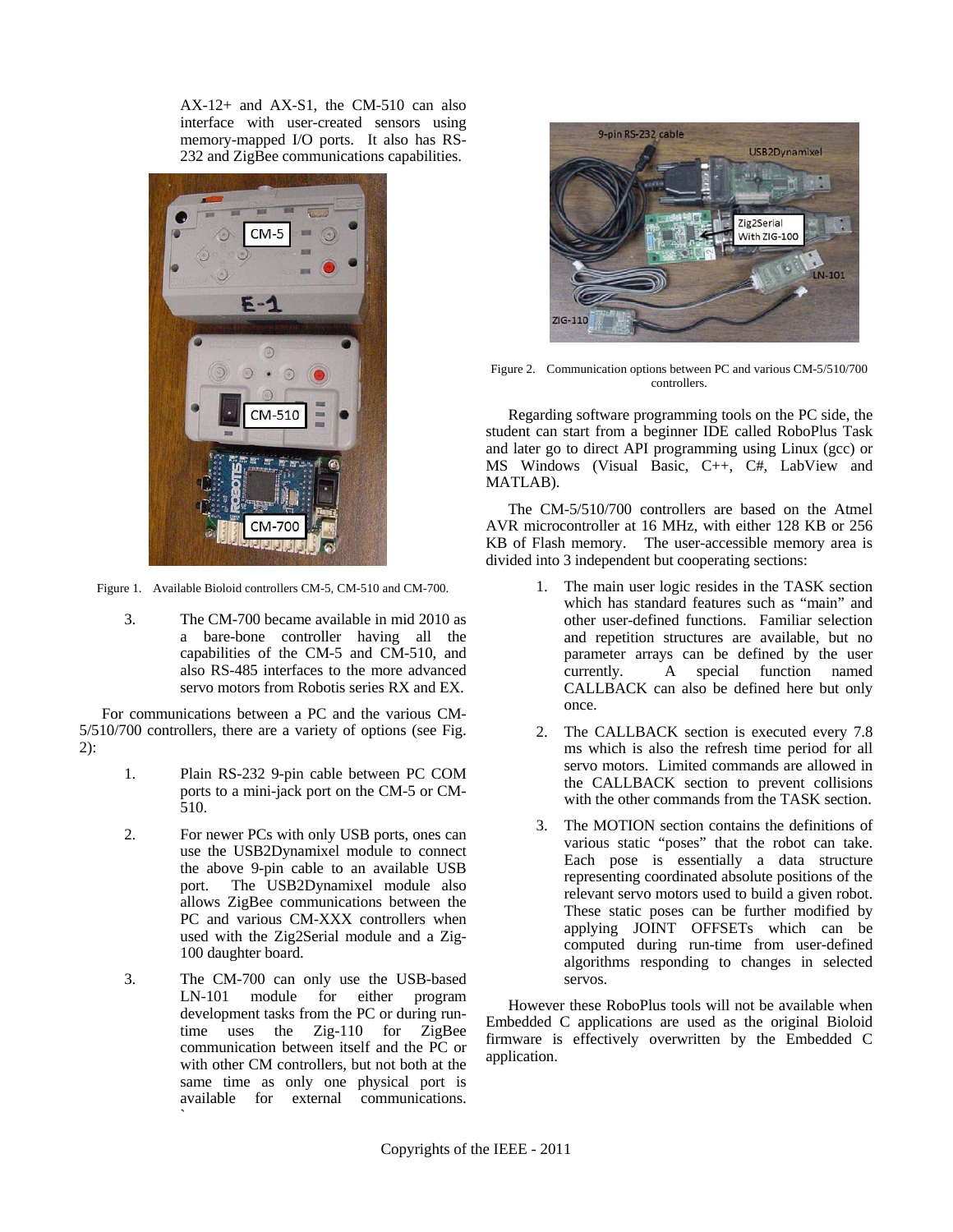AX-12+ and AX-S1, the CM-510 can also interface with user-created sensors using memory-mapped I/O ports. It also has RS-232 and ZigBee communications capabilities.

Figure 1. Available Bioloid controllers CM-5, CM-510 and CM-700.

3. The CM-700 became available in mid 2010 as a bare-bone controller having all the capabilities of the CM-5 and CM-510, and also RS-485 interfaces to the more advanced servo motors from Robotis series RX and EX.

For communications between a PC and the various CM-5/510/700 controllers, there are a variety of options (see Fig. 2):

1. Plain RS-232 9-pin cable between PC COM ports to a mini-jack port on the CM-5 or CM-510.

2. For newer PCs with only USB ports, ones can use the USB2Dynamixel module to connect the above 9-pin cable to an available USB port. The USB2Dynamixel module also allows ZigBee communications between the PC and various CM-XXX controllers when used with the Zig2Serial module and a Zig-100 daughter board.

3. The CM-700 can only use the USB-based LN-101 module for either program development tasks from the PC or during run-time uses the Zig-110 for ZigBee communication between itself and the PC or with other CM controllers, but not both at the same time as only one physical port is available for external communications.

Figure 2. Communication options between PC and various CM-5/510/700 controllers.

Regarding software programming tools on the PC side, the student can start from a beginner IDE called RoboPlus Task and later go to direct API programming using Linux (gcc) or MS Windows (Visual Basic, C++, C#, LabView and MATLAB).

The CM-5/510/700 controllers are based on the Atmel AVR microcontroller at 16 MHz, with either 128 KB or 256 KB of Flash memory. The user-accessible memory area is divided into 3 independent but cooperating sections:

1. The main user logic resides in the TASK section which has standard features such as "main" and other user-defined functions. Familiar selection and repetition structures are available, but no parameter arrays can be defined by the user currently. A special function named CALLBACK can also be defined here but only once.

2. The CALLBACK section is executed every 7.8 ms which is also the refresh time period for all servo motors. Limited commands are allowed in the CALLBACK section to prevent collisions with the other commands from the TASK section.

3. The MOTION section contains the definitions of various static "poses" that the robot can take. Each pose is essentially a data structure representing coordinated absolute positions of the relevant servo motors used to build a given robot. These static poses can be further modified by applying JOINT OFFSETs which can be computed during run-time from user-defined algorithms responding to changes in selected servos.

However these RoboPlus tools will not be available when Embedded C applications are used as the original Bioloid firmware is effectively overwritten by the Embedded C application.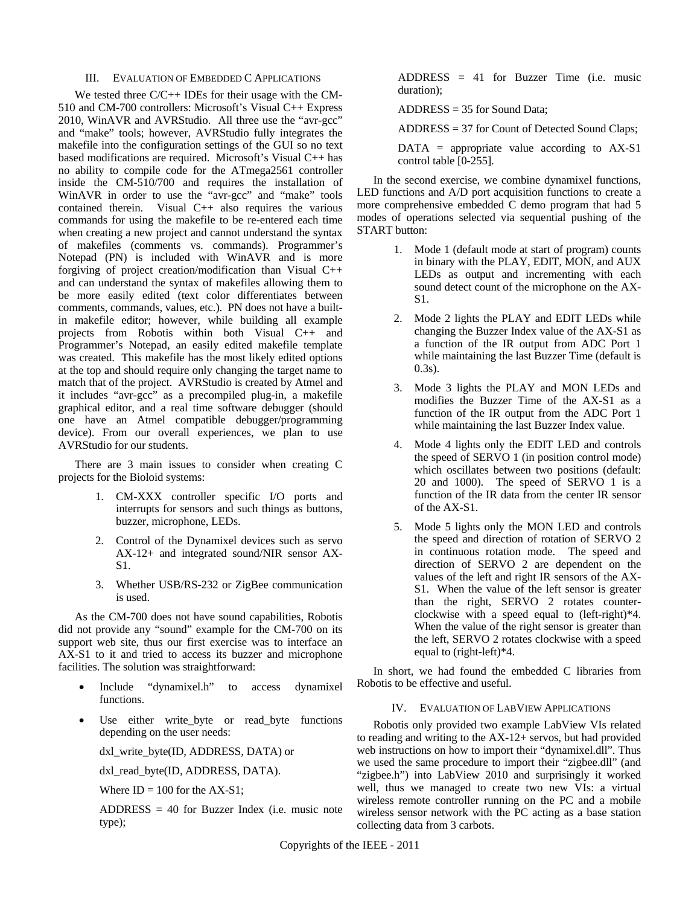## III. Evaluation of Embedded C Applications

We tested three C/C++ IDEs for their usage with the CM-510 and CM-700 controllers: Microsoft's Visual C++ Express 2010, WinAVR and AVRStudio. All three use the "avr-gcc" and "make" tools; however, AVRStudio fully integrates the makefile into the configuration settings of the GUI so no text based modifications are required. Microsoft's Visual C++ has no ability to compile code for the ATmega2561 controller inside the CM-510/700 and requires the installation of WinAVR in order to use the "avr-gcc" and "make" tools contained therein. Visual C++ also requires the various commands for using the makefile to be re-entered each time when creating a new project and cannot understand the syntax of makefiles (comments vs. commands). Programmer's Notepad (PN) is included with WinAVR and is more forgiving of project creation/modification than Visual C++ and can understand the syntax of makefiles allowing them to be more easily edited (text color differentiates between comments, commands, values, etc.). PN does not have a built-in makefile editor; however, while building all example projects from Robotis within both Visual C++ and Programmer's Notepad, an easily edited makefile template was created. This makefile has the most likely edited options at the top and should require only changing the target name to match that of the project. AVRStudio is created by Atmel and it includes "avr-gcc" as a precompiled plug-in, a makefile graphical editor, and a real time software debugger (should one have an Atmel compatible debugger/programming device). From our overall experiences, we plan to use AVRStudio for our students.

There are 3 main issues to consider when creating C projects for the Bioloid systems:

1. CM-XXX controller specific I/O ports and interrupts for sensors and such things as buttons, buzzer, microphone, LEDs.
2. Control of the Dynamixel devices such as servo AX-12+ and integrated sound/NIR sensor AX-S1.
3. Whether USB/RS-232 or ZigBee communication is used.

As the CM-700 does not have sound capabilities, Robotis did not provide any "sound" example for the CM-700 on its support web site, thus our first exercise was to interface an AX-S1 to it and tried to access its buzzer and microphone facilities. The solution was straightforward:

- Include "dynamixel.h" to access dynamixel functions.
- Use either write_byte or read_byte functions depending on the user needs:

  dxl_write_byte(ID, ADDRESS, DATA) or

  dxl_read_byte(ID, ADDRESS, DATA).

  Where ID = 100 for the AX-S1;

  ADDRESS = 40 for Buzzer Index (i.e. music note type);

  ADDRESS = 41 for Buzzer Time (i.e. music duration);

  ADDRESS = 35 for Sound Data;

  ADDRESS = 37 for Count of Detected Sound Claps;

  DATA = appropriate value according to AX-S1 control table [0-255].

In the second exercise, we combine dynamixel functions, LED functions and A/D port acquisition functions to create a more comprehensive embedded C demo program that had 5 modes of operations selected via sequential pushing of the START button:

1. Mode 1 (default mode at start of program) counts in binary with the PLAY, EDIT, MON, and AUX LEDs as output and incrementing with each sound detect count of the microphone on the AX-S1.
2. Mode 2 lights the PLAY and EDIT LEDs while changing the Buzzer Index value of the AX-S1 as a function of the IR output from ADC Port 1 while maintaining the last Buzzer Time (default is 0.3s).
3. Mode 3 lights the PLAY and MON LEDs and modifies the Buzzer Time of the AX-S1 as a function of the IR output from the ADC Port 1 while maintaining the last Buzzer Index value.
4. Mode 4 lights only the EDIT LED and controls the speed of SERVO 1 (in position control mode) which oscillates between two positions (default: 20 and 1000). The speed of SERVO 1 is a function of the IR data from the center IR sensor of the AX-S1.
5. Mode 5 lights only the MON LED and controls the speed and direction of rotation of SERVO 2 in continuous rotation mode. The speed and direction of SERVO 2 are dependent on the values of the left and right IR sensors of the AX-S1. When the value of the left sensor is greater than the right, SERVO 2 rotates counter-clockwise with a speed equal to (left-right)*4. When the value of the right sensor is greater than the left, SERVO 2 rotates clockwise with a speed equal to (right-left)*4.

In short, we had found the embedded C libraries from Robotis to be effective and useful.

## IV. Evaluation of LabView Applications

Robotis only provided two example LabView VIs related to reading and writing to the AX-12+ servos, but had provided web instructions on how to import their "dynamixel.dll". Thus we used the same procedure to import their "zigbee.dll" (and "zigbee.h") into LabView 2010 and surprisingly it worked well, thus we managed to create two new VIs: a virtual wireless remote controller running on the PC and a mobile wireless sensor network with the PC acting as a base station collecting data from 3 carbots.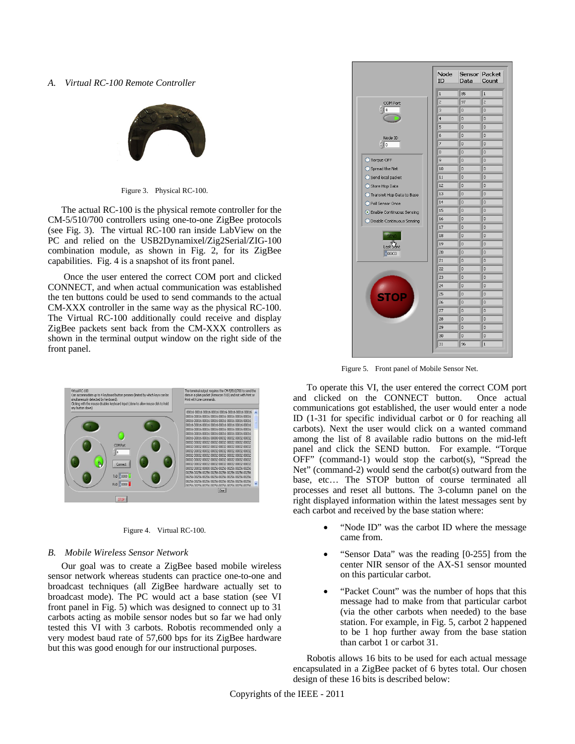### A. Virtual RC-100 Remote Controller

Figure 3. Physical RC-100.

The actual RC-100 is the physical remote controller for the CM-5/510/700 controllers using one-to-one ZigBee protocols (see Fig. 3). The virtual RC-100 ran inside LabView on the PC and relied on the USB2Dynamixel/Zig2Serial/ZIG-100 combination module, as shown in Fig. 2, for its ZigBee capabilities. Fig. 4 is a snapshot of its front panel.

Once the user entered the correct COM port and clicked CONNECT, and when actual communication was established the ten buttons could be used to send commands to the actual CM-XXX controller in the same way as the physical RC-100. The Virtual RC-100 additionally could receive and display ZigBee packets sent back from the CM-XXX controllers as shown in the terminal output window on the right side of the front panel.

Figure 4. Virtual RC-100.

### B. Mobile Wireless Sensor Network

Our goal was to create a ZigBee based mobile wireless sensor network whereas students can practice one-to-one and broadcast techniques (all ZigBee hardware actually set to broadcast mode). The PC would act a base station (see VI front panel in Fig. 5) which was designed to connect up to 31 carbots acting as mobile sensor nodes but so far we had only tested this VI with 3 carbots. Robotis recommended only a very modest baud rate of 57,600 bps for its ZigBee hardware but this was good enough for our instructional purposes.

Figure 5. Front panel of Mobile Sensor Net.

To operate this VI, the user entered the correct COM port and clicked on the CONNECT button. Once actual communications got established, the user would enter a node ID (1-31 for specific individual carbot or 0 for reaching all carbots). Next the user would click on a wanted command among the list of 8 available radio buttons on the mid-left panel and click the SEND button. For example. "Torque OFF" (command-1) would stop the carbot(s), "Spread the Net" (command-2) would send the carbot(s) outward from the base, etc… The STOP button of course terminated all processes and reset all buttons. The 3-column panel on the right displayed information within the latest messages sent by each carbot and received by the base station where:

- "Node ID" was the carbot ID where the message came from.
- "Sensor Data" was the reading [0-255] from the center NIR sensor of the AX-S1 sensor mounted on this particular carbot.
- "Packet Count" was the number of hops that this message had to make from that particular carbot (via the other carbots when needed) to the base station. For example, in Fig. 5, carbot 2 happened to be 1 hop further away from the base station than carbot 1 or carbot 31.

Robotis allows 16 bits to be used for each actual message encapsulated in a ZigBee packet of 6 bytes total. Our chosen design of these 16 bits is described below: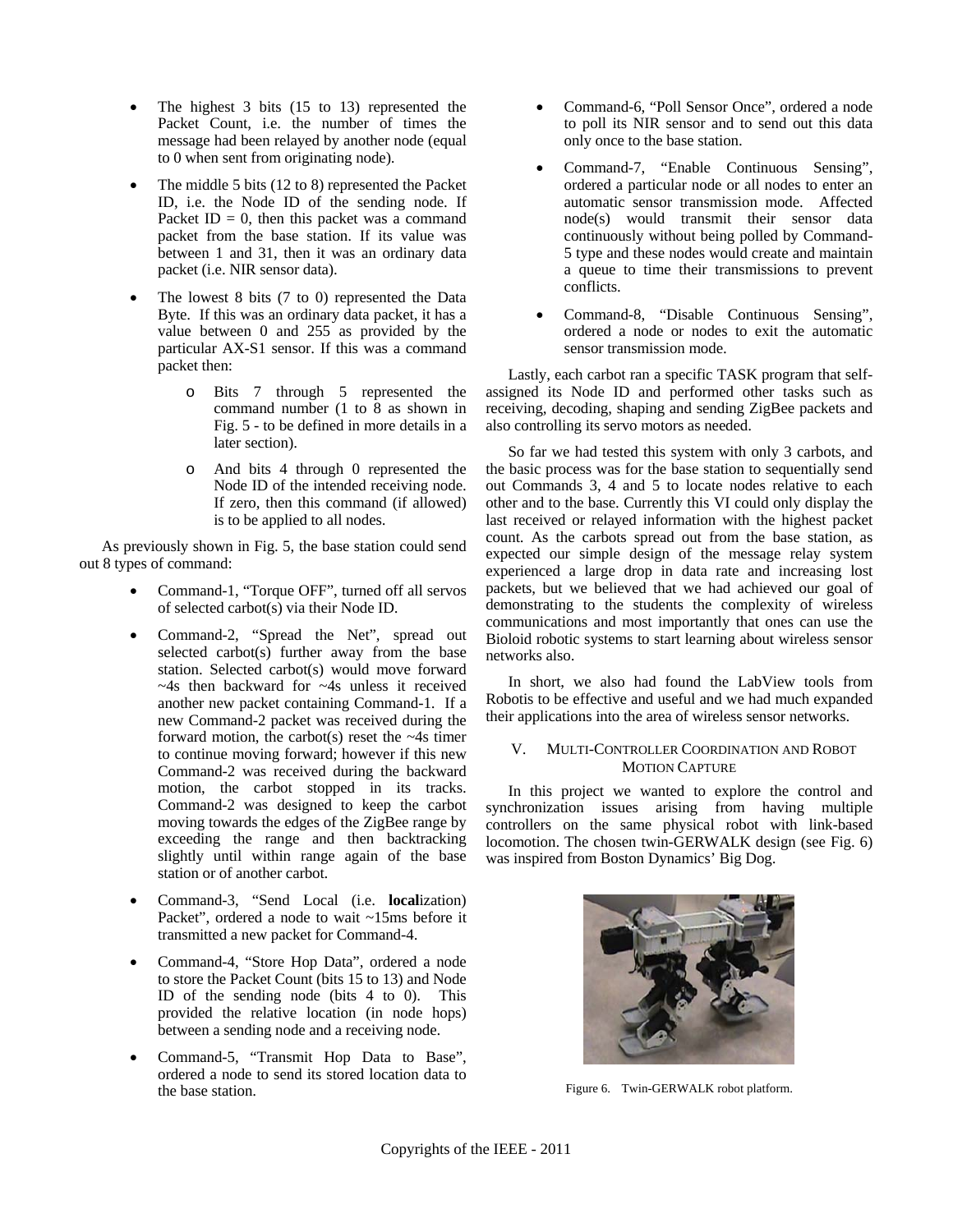- The highest 3 bits (15 to 13) represented the Packet Count, i.e. the number of times the message had been relayed by another node (equal to 0 when sent from originating node).
- The middle 5 bits (12 to 8) represented the Packet ID, i.e. the Node ID of the sending node. If Packet ID = 0, then this packet was a command packet from the base station. If its value was between 1 and 31, then it was an ordinary data packet (i.e. NIR sensor data).
- The lowest 8 bits (7 to 0) represented the Data Byte. If this was an ordinary data packet, it has a value between 0 and 255 as provided by the particular AX-S1 sensor. If this was a command packet then:
  - Bits 7 through 5 represented the command number (1 to 8 as shown in Fig. 5 - to be defined in more details in a later section).
  - And bits 4 through 0 represented the Node ID of the intended receiving node. If zero, then this command (if allowed) is to be applied to all nodes.

As previously shown in Fig. 5, the base station could send out 8 types of command:

- Command-1, "Torque OFF", turned off all servos of selected carbot(s) via their Node ID.
- Command-2, "Spread the Net", spread out selected carbot(s) further away from the base station. Selected carbot(s) would move forward ~4s then backward for ~4s unless it received another new packet containing Command-1. If a new Command-2 packet was received during the forward motion, the carbot(s) reset the ~4s timer to continue moving forward; however if this new Command-2 was received during the backward motion, the carbot stopped in its tracks. Command-2 was designed to keep the carbot moving towards the edges of the ZigBee range by exceeding the range and then backtracking slightly until within range again of the base station or of another carbot.
- Command-3, "Send Local (i.e. **local**ization) Packet", ordered a node to wait ~15ms before it transmitted a new packet for Command-4.
- Command-4, "Store Hop Data", ordered a node to store the Packet Count (bits 15 to 13) and Node ID of the sending node (bits 4 to 0). This provided the relative location (in node hops) between a sending node and a receiving node.
- Command-5, "Transmit Hop Data to Base", ordered a node to send its stored location data to the base station.
- Command-6, "Poll Sensor Once", ordered a node to poll its NIR sensor and to send out this data only once to the base station.
- Command-7, "Enable Continuous Sensing", ordered a particular node or all nodes to enter an automatic sensor transmission mode. Affected node(s) would transmit their sensor data continuously without being polled by Command-5 type and these nodes would create and maintain a queue to time their transmissions to prevent conflicts.
- Command-8, "Disable Continuous Sensing", ordered a node or nodes to exit the automatic sensor transmission mode.

Lastly, each carbot ran a specific TASK program that self-assigned its Node ID and performed other tasks such as receiving, decoding, shaping and sending ZigBee packets and also controlling its servo motors as needed.

So far we had tested this system with only 3 carbots, and the basic process was for the base station to sequentially send out Commands 3, 4 and 5 to locate nodes relative to each other and to the base. Currently this VI could only display the last received or relayed information with the highest packet count. As the carbots spread out from the base station, as expected our simple design of the message relay system experienced a large drop in data rate and increasing lost packets, but we believed that we had achieved our goal of demonstrating to the students the complexity of wireless communications and most importantly that ones can use the Bioloid robotic systems to start learning about wireless sensor networks also.

In short, we also had found the LabView tools from Robotis to be effective and useful and we had much expanded their applications into the area of wireless sensor networks.

## V. Multi-Controller Coordination and Robot Motion Capture

In this project we wanted to explore the control and synchronization issues arising from having multiple controllers on the same physical robot with link-based locomotion. The chosen twin-GERWALK design (see Fig. 6) was inspired from Boston Dynamics' Big Dog.

Figure 6. Twin-GERWALK robot platform.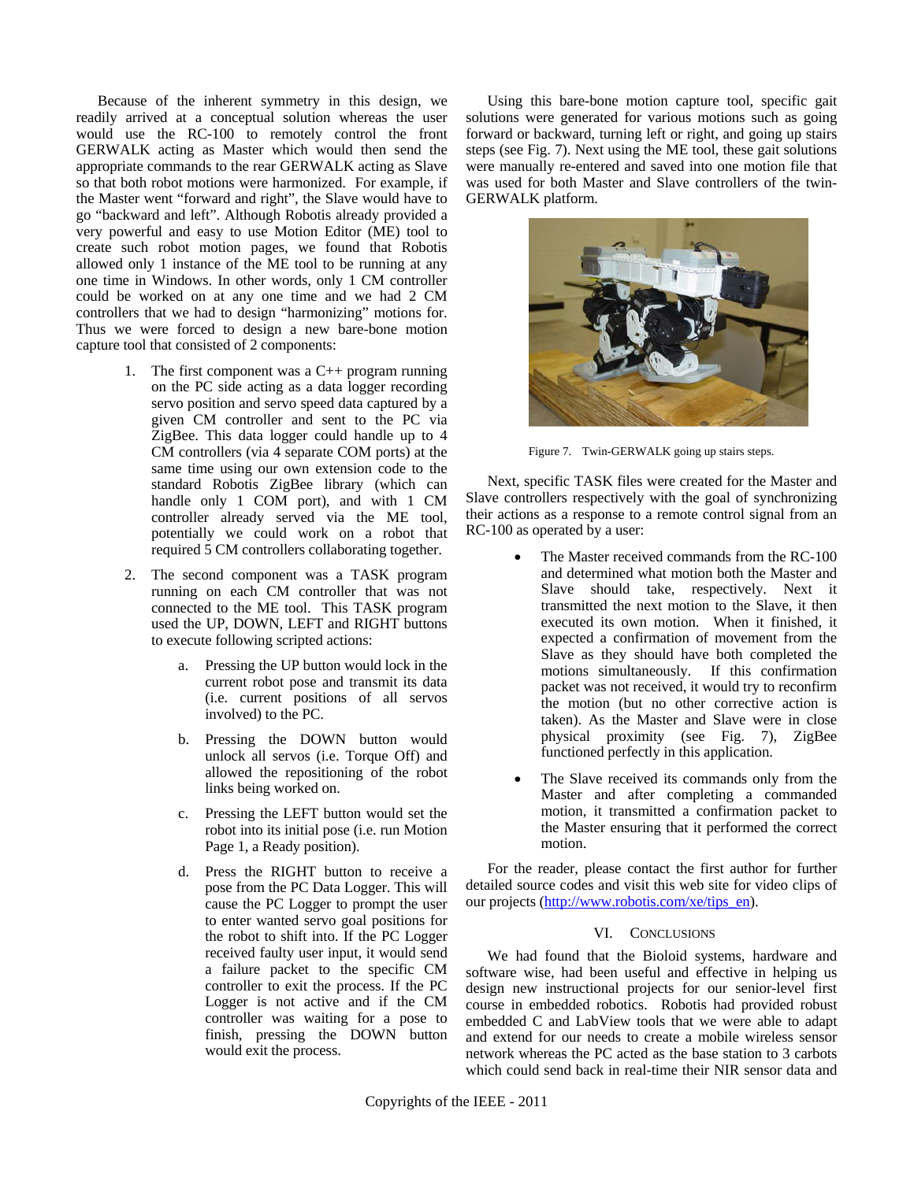Because of the inherent symmetry in this design, we readily arrived at a conceptual solution whereas the user would use the RC-100 to remotely control the front GERWALK acting as Master which would then send the appropriate commands to the rear GERWALK acting as Slave so that both robot motions were harmonized. For example, if the Master went "forward and right", the Slave would have to go "backward and left". Although Robotis already provided a very powerful and easy to use Motion Editor (ME) tool to create such robot motion pages, we found that Robotis allowed only 1 instance of the ME tool to be running at any one time in Windows. In other words, only 1 CM controller could be worked on at any one time and we had 2 CM controllers that we had to design "harmonizing" motions for. Thus we were forced to design a new bare-bone motion capture tool that consisted of 2 components:

1. The first component was a C++ program running on the PC side acting as a data logger recording servo position and servo speed data captured by a given CM controller and sent to the PC via ZigBee. This data logger could handle up to 4 CM controllers (via 4 separate COM ports) at the same time using our own extension code to the standard Robotis ZigBee library (which can handle only 1 COM port), and with 1 CM controller already served via the ME tool, potentially we could work on a robot that required 5 CM controllers collaborating together.

2. The second component was a TASK program running on each CM controller that was not connected to the ME tool. This TASK program used the UP, DOWN, LEFT and RIGHT buttons to execute following scripted actions:

   a. Pressing the UP button would lock in the current robot pose and transmit its data (i.e. current positions of all servos involved) to the PC.

   b. Pressing the DOWN button would unlock all servos (i.e. Torque Off) and allowed the repositioning of the robot links being worked on.

   c. Pressing the LEFT button would set the robot into its initial pose (i.e. run Motion Page 1, a Ready position).

   d. Press the RIGHT button to receive a pose from the PC Data Logger. This will cause the PC Logger to prompt the user to enter wanted servo goal positions for the robot to shift into. If the PC Logger received faulty user input, it would send a failure packet to the specific CM controller to exit the process. If the PC Logger is not active and if the CM controller was waiting for a pose to finish, pressing the DOWN button would exit the process.

Using this bare-bone motion capture tool, specific gait solutions were generated for various motions such as going forward or backward, turning left or right, and going up stairs steps (see Fig. 7). Next using the ME tool, these gait solutions were manually re-entered and saved into one motion file that was used for both Master and Slave controllers of the twin-GERWALK platform.

Figure 7. Twin-GERWALK going up stairs steps.

Next, specific TASK files were created for the Master and Slave controllers respectively with the goal of synchronizing their actions as a response to a remote control signal from an RC-100 as operated by a user:

- The Master received commands from the RC-100 and determined what motion both the Master and Slave should take, respectively. Next it transmitted the next motion to the Slave, it then executed its own motion. When it finished, it expected a confirmation of movement from the Slave as they should have both completed the motions simultaneously. If this confirmation packet was not received, it would try to reconfirm the motion (but no other corrective action is taken). As the Master and Slave were in close physical proximity (see Fig. 7), ZigBee functioned perfectly in this application.

- The Slave received its commands only from the Master and after completing a commanded motion, it transmitted a confirmation packet to the Master ensuring that it performed the correct motion.

For the reader, please contact the first author for further detailed source codes and visit this web site for video clips of our projects (http://www.robotis.com/xe/tips_en).

## VI. Conclusions

We had found that the Bioloid systems, hardware and software wise, had been useful and effective in helping us design new instructional projects for our senior-level first course in embedded robotics. Robotis had provided robust embedded C and LabView tools that we were able to adapt and extend for our needs to create a mobile wireless sensor network whereas the PC acted as the base station to 3 carbots which could send back in real-time their NIR sensor data and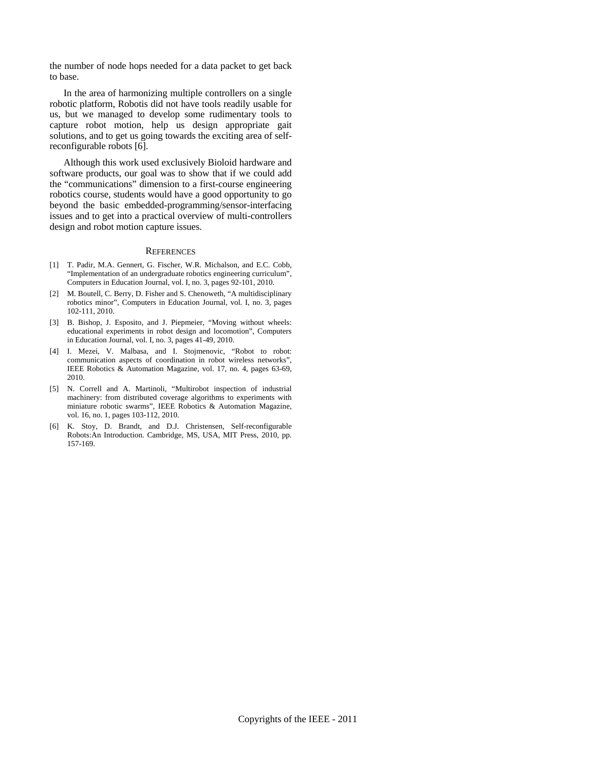the number of node hops needed for a data packet to get back to base.

In the area of harmonizing multiple controllers on a single robotic platform, Robotis did not have tools readily usable for us, but we managed to develop some rudimentary tools to capture robot motion, help us design appropriate gait solutions, and to get us going towards the exciting area of self-reconfigurable robots [6].

Although this work used exclusively Bioloid hardware and software products, our goal was to show that if we could add the "communications" dimension to a first-course engineering robotics course, students would have a good opportunity to go beyond the basic embedded-programming/sensor-interfacing issues and to get into a practical overview of multi-controllers design and robot motion capture issues.

## References

[1] T. Padir, M.A. Gennert, G. Fischer, W.R. Michalson, and E.C. Cobb, "Implementation of an undergraduate robotics engineering curriculum", Computers in Education Journal, vol. I, no. 3, pages 92-101, 2010.

[2] M. Boutell, C. Berry, D. Fisher and S. Chenoweth, "A multidisciplinary robotics minor", Computers in Education Journal, vol. I, no. 3, pages 102-111, 2010.

[3] B. Bishop, J. Esposito, and J. Piepmeier, "Moving without wheels: educational experiments in robot design and locomotion", Computers in Education Journal, vol. I, no. 3, pages 41-49, 2010.

[4] I. Mezei, V. Malbasa, and I. Stojmenovic, "Robot to robot: communication aspects of coordination in robot wireless networks", IEEE Robotics & Automation Magazine, vol. 17, no. 4, pages 63-69, 2010.

[5] N. Correll and A. Martinoli, "Multirobot inspection of industrial machinery: from distributed coverage algorithms to experiments with miniature robotic swarms", IEEE Robotics & Automation Magazine, vol. 16, no. 1, pages 103-112, 2010.

[6] K. Stoy, D. Brandt, and D.J. Christensen, Self-reconfigurable Robots:An Introduction. Cambridge, MS, USA, MIT Press, 2010, pp. 157-169.

Copyrights of the IEEE - 2011